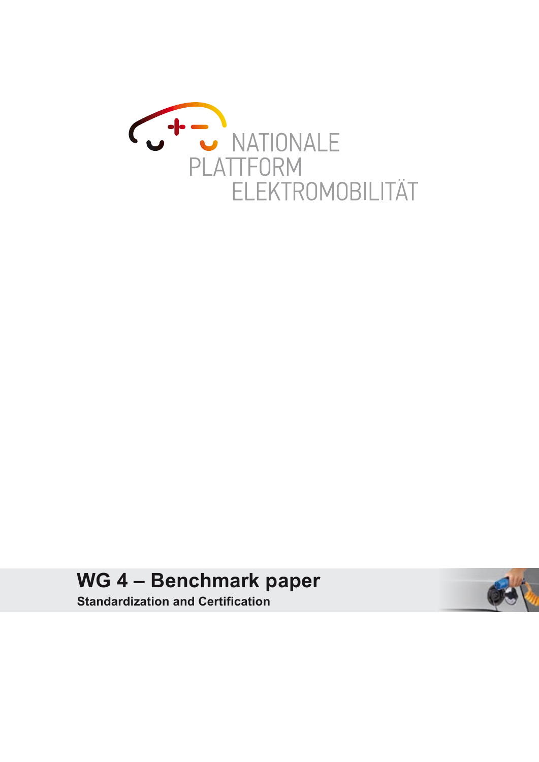NATIONALE PLATTFORM ELEKTROMOBILITÄT

# WG 4 – Benchmark paper

**Standardization and Certification**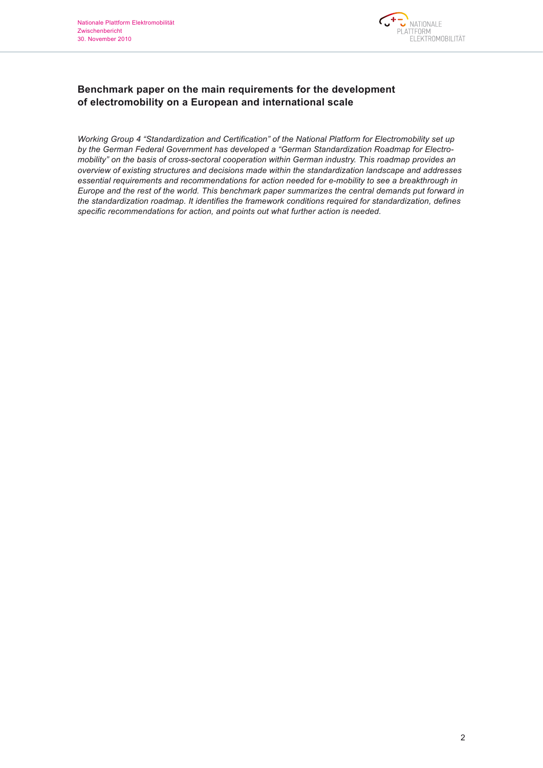## Benchmark paper on the main requirements for the development of electromobility on a European and international scale

*Working Group 4 “Standardization and Certification” of the National Platform for Electromobility set up by the German Federal Government has developed a “German Standardization Roadmap for Electromobility” on the basis of cross-sectoral cooperation within German industry. This roadmap provides an overview of existing structures and decisions made within the standardization landscape and addresses essential requirements and recommendations for action needed for e-mobility to see a breakthrough in Europe and the rest of the world. This benchmark paper summarizes the central demands put forward in the standardization roadmap. It identifies the framework conditions required for standardization, defines specific recommendations for action, and points out what further action is needed.*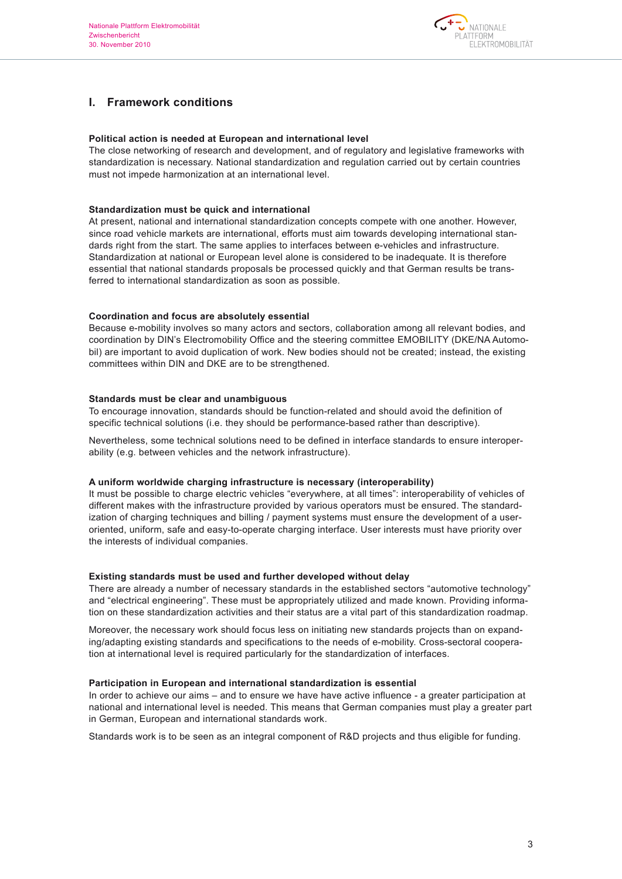# I. Framework conditions

**Political action is needed at European and international level**

The close networking of research and development, and of regulatory and legislative frameworks with standardization is necessary. National standardization and regulation carried out by certain countries must not impede harmonization at an international level.

**Standardization must be quick and international**

At present, national and international standardization concepts compete with one another. However, since road vehicle markets are international, efforts must aim towards developing international standards right from the start. The same applies to interfaces between e-vehicles and infrastructure. Standardization at national or European level alone is considered to be inadequate. It is therefore essential that national standards proposals be processed quickly and that German results be transferred to international standardization as soon as possible.

**Coordination and focus are absolutely essential**

Because e-mobility involves so many actors and sectors, collaboration among all relevant bodies, and coordination by DIN's Electromobility Office and the steering committee EMOBILITY (DKE/NA Automobil) are important to avoid duplication of work. New bodies should not be created; instead, the existing committees within DIN and DKE are to be strengthened.

**Standards must be clear and unambiguous**

To encourage innovation, standards should be function-related and should avoid the definition of specific technical solutions (i.e. they should be performance-based rather than descriptive).

Nevertheless, some technical solutions need to be defined in interface standards to ensure interoperability (e.g. between vehicles and the network infrastructure).

**A uniform worldwide charging infrastructure is necessary (interoperability)**

It must be possible to charge electric vehicles "everywhere, at all times": interoperability of vehicles of different makes with the infrastructure provided by various operators must be ensured. The standardization of charging techniques and billing / payment systems must ensure the development of a user-oriented, uniform, safe and easy-to-operate charging interface. User interests must have priority over the interests of individual companies.

**Existing standards must be used and further developed without delay**

There are already a number of necessary standards in the established sectors "automotive technology" and "electrical engineering". These must be appropriately utilized and made known. Providing information on these standardization activities and their status are a vital part of this standardization roadmap.

Moreover, the necessary work should focus less on initiating new standards projects than on expanding/adapting existing standards and specifications to the needs of e-mobility. Cross-sectoral cooperation at international level is required particularly for the standardization of interfaces.

**Participation in European and international standardization is essential**

In order to achieve our aims – and to ensure we have have active influence - a greater participation at national and international level is needed. This means that German companies must play a greater part in German, European and international standards work.

Standards work is to be seen as an integral component of R&D projects and thus eligible for funding.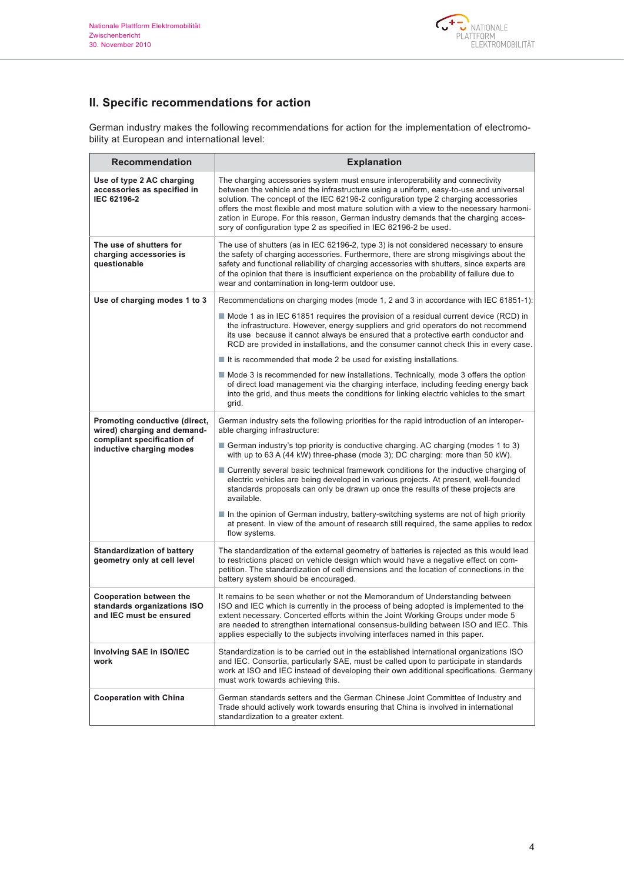## II. Specific recommendations for action

German industry makes the following recommendations for action for the implementation of electromobility at European and international level:

| Recommendation | Explanation |
|---|---|
| **Use of type 2 AC charging accessories as specified in IEC 62196-2** | The charging accessories system must ensure interoperability and connectivity between the vehicle and the infrastructure using a uniform, easy-to-use and universal solution. The concept of the IEC 62196-2 configuration type 2 charging accessories offers the most flexible and most mature solution with a view to the necessary harmonization in Europe. For this reason, German industry demands that the charging accessory of configuration type 2 as specified in IEC 62196-2 be used. |
| **The use of shutters for charging accessories is questionable** | The use of shutters (as in IEC 62196-2, type 3) is not considered necessary to ensure the safety of charging accessories. Furthermore, there are strong misgivings about the safety and functional reliability of charging accessories with shutters, since experts are of the opinion that there is insufficient experience on the probability of failure due to wear and contamination in long-term outdoor use. |
| **Use of charging modes 1 to 3** | Recommendations on charging modes (mode 1, 2 and 3 in accordance with IEC 61851-1):<br>■ Mode 1 as in IEC 61851 requires the provision of a residual current device (RCD) in the infrastructure. However, energy suppliers and grid operators do not recommend its use because it cannot always be ensured that a protective earth conductor and RCD are provided in installations, and the consumer cannot check this in every case.<br>■ It is recommended that mode 2 be used for existing installations.<br>■ Mode 3 is recommended for new installations. Technically, mode 3 offers the option of direct load management via the charging interface, including feeding energy back into the grid, and thus meets the conditions for linking electric vehicles to the smart grid. |
| **Promoting conductive (direct, wired) charging and demand-compliant specification of inductive charging modes** | German industry sets the following priorities for the rapid introduction of an interoperable charging infrastructure:<br>■ German industry's top priority is conductive charging. AC charging (modes 1 to 3) with up to 63 A (44 kW) three-phase (mode 3); DC charging: more than 50 kW).<br>■ Currently several basic technical framework conditions for the inductive charging of electric vehicles are being developed in various projects. At present, well-founded standards proposals can only be drawn up once the results of these projects are available.<br>■ In the opinion of German industry, battery-switching systems are not of high priority at present. In view of the amount of research still required, the same applies to redox flow systems. |
| **Standardization of battery geometry only at cell level** | The standardization of the external geometry of batteries is rejected as this would lead to restrictions placed on vehicle design which would have a negative effect on competition. The standardization of cell dimensions and the location of connections in the battery system should be encouraged. |
| **Cooperation between the standards organizations ISO and IEC must be ensured** | It remains to be seen whether or not the Memorandum of Understanding between ISO and IEC which is currently in the process of being adopted is implemented to the extent necessary. Concerted efforts within the Joint Working Groups under mode 5 are needed to strengthen international consensus-building between ISO and IEC. This applies especially to the subjects involving interfaces named in this paper. |
| **Involving SAE in ISO/IEC work** | Standardization is to be carried out in the established international organizations ISO and IEC. Consortia, particularly SAE, must be called upon to participate in standards work at ISO and IEC instead of developing their own additional specifications. Germany must work towards achieving this. |
| **Cooperation with China** | German standards setters and the German Chinese Joint Committee of Industry and Trade should actively work towards ensuring that China is involved in international standardization to a greater extent. |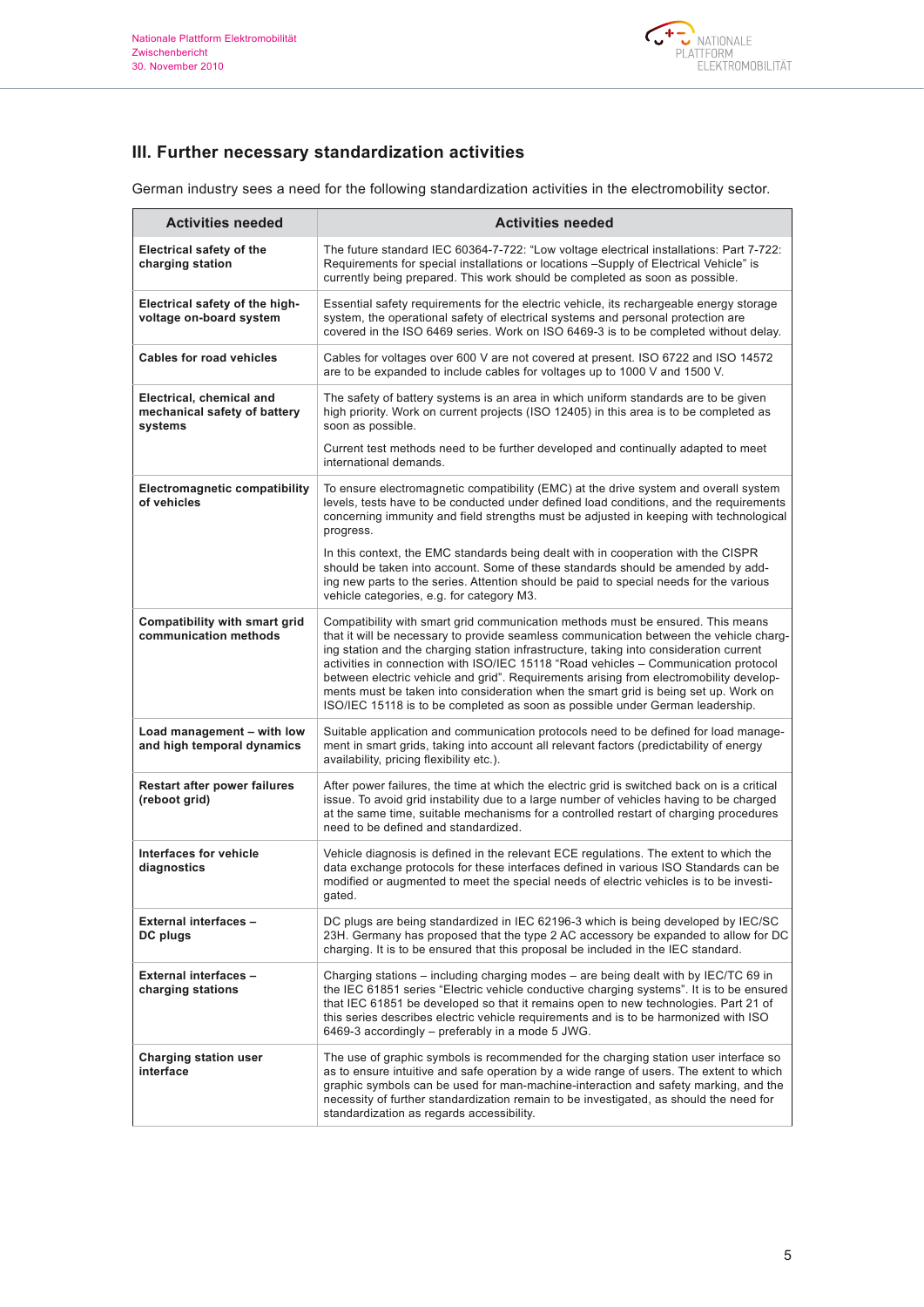## III. Further necessary standardization activities

German industry sees a need for the following standardization activities in the electromobility sector.

| Activities needed | Activities needed |
|---|---|
| **Electrical safety of the charging station** | The future standard IEC 60364-7-722: "Low voltage electrical installations: Part 7-722: Requirements for special installations or locations –Supply of Electrical Vehicle" is currently being prepared. This work should be completed as soon as possible. |
| **Electrical safety of the high-voltage on-board system** | Essential safety requirements for the electric vehicle, its rechargeable energy storage system, the operational safety of electrical systems and personal protection are covered in the ISO 6469 series. Work on ISO 6469-3 is to be completed without delay. |
| **Cables for road vehicles** | Cables for voltages over 600 V are not covered at present. ISO 6722 and ISO 14572 are to be expanded to include cables for voltages up to 1000 V and 1500 V. |
| **Electrical, chemical and mechanical safety of battery systems** | The safety of battery systems is an area in which uniform standards are to be given high priority. Work on current projects (ISO 12405) in this area is to be completed as soon as possible.<br><br>Current test methods need to be further developed and continually adapted to meet international demands. |
| **Electromagnetic compatibility of vehicles** | To ensure electromagnetic compatibility (EMC) at the drive system and overall system levels, tests have to be conducted under defined load conditions, and the requirements concerning immunity and field strengths must be adjusted in keeping with technological progress.<br><br>In this context, the EMC standards being dealt with in cooperation with the CISPR should be taken into account. Some of these standards should be amended by adding new parts to the series. Attention should be paid to special needs for the various vehicle categories, e.g. for category M3. |
| **Compatibility with smart grid communication methods** | Compatibility with smart grid communication methods must be ensured. This means that it will be necessary to provide seamless communication between the vehicle charging station and the charging station infrastructure, taking into consideration current activities in connection with ISO/IEC 15118 "Road vehicles – Communication protocol between electric vehicle and grid". Requirements arising from electromobility developments must be taken into consideration when the smart grid is being set up. Work on ISO/IEC 15118 is to be completed as soon as possible under German leadership. |
| **Load management – with low and high temporal dynamics** | Suitable application and communication protocols need to be defined for load management in smart grids, taking into account all relevant factors (predictability of energy availability, pricing flexibility etc.). |
| **Restart after power failures (reboot grid)** | After power failures, the time at which the electric grid is switched back on is a critical issue. To avoid grid instability due to a large number of vehicles having to be charged at the same time, suitable mechanisms for a controlled restart of charging procedures need to be defined and standardized. |
| **Interfaces for vehicle diagnostics** | Vehicle diagnosis is defined in the relevant ECE regulations. The extent to which the data exchange protocols for these interfaces defined in various ISO Standards can be modified or augmented to meet the special needs of electric vehicles is to be investigated. |
| **External interfaces – DC plugs** | DC plugs are being standardized in IEC 62196-3 which is being developed by IEC/SC 23H. Germany has proposed that the type 2 AC accessory be expanded to allow for DC charging. It is to be ensured that this proposal be included in the IEC standard. |
| **External interfaces – charging stations** | Charging stations – including charging modes – are being dealt with by IEC/TC 69 in the IEC 61851 series "Electric vehicle conductive charging systems". It is to be ensured that IEC 61851 be developed so that it remains open to new technologies. Part 21 of this series describes electric vehicle requirements and is to be harmonized with ISO 6469-3 accordingly – preferably in a mode 5 JWG. |
| **Charging station user interface** | The use of graphic symbols is recommended for the charging station user interface so as to ensure intuitive and safe operation by a wide range of users. The extent to which graphic symbols can be used for man-machine-interaction and safety marking, and the necessity of further standardization remain to be investigated, as should the need for standardization as regards accessibility. |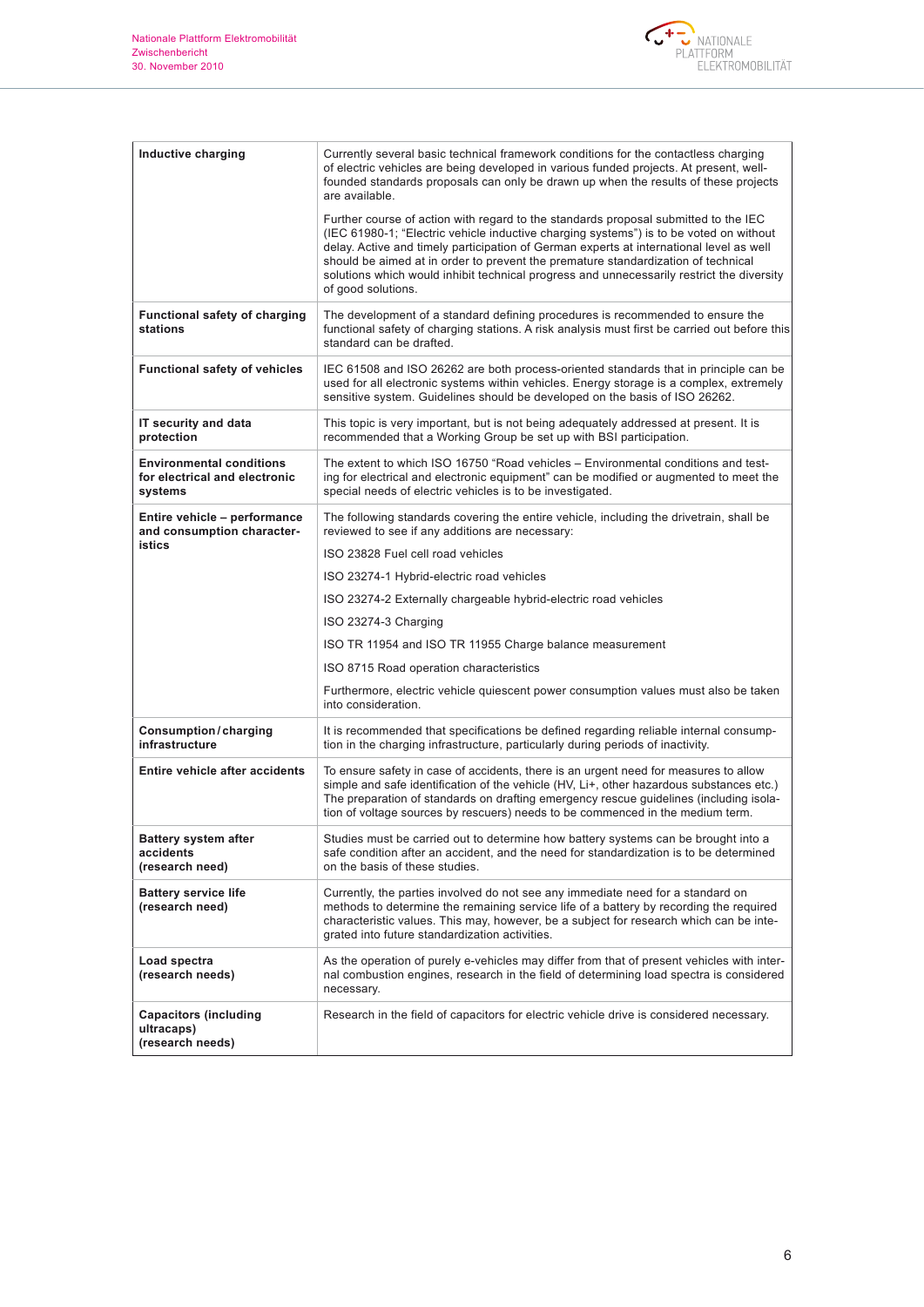| | |
|---|---|
| **Inductive charging** | Currently several basic technical framework conditions for the contactless charging of electric vehicles are being developed in various funded projects. At present, well-founded standards proposals can only be drawn up when the results of these projects are available.<br><br>Further course of action with regard to the standards proposal submitted to the IEC (IEC 61980-1; "Electric vehicle inductive charging systems") is to be voted on without delay. Active and timely participation of German experts at international level as well should be aimed at in order to prevent the premature standardization of technical solutions which would inhibit technical progress and unnecessarily restrict the diversity of good solutions. |
| **Functional safety of charging stations** | The development of a standard defining procedures is recommended to ensure the functional safety of charging stations. A risk analysis must first be carried out before this standard can be drafted. |
| **Functional safety of vehicles** | IEC 61508 and ISO 26262 are both process-oriented standards that in principle can be used for all electronic systems within vehicles. Energy storage is a complex, extremely sensitive system. Guidelines should be developed on the basis of ISO 26262. |
| **IT security and data protection** | This topic is very important, but is not being adequately addressed at present. It is recommended that a Working Group be set up with BSI participation. |
| **Environmental conditions for electrical and electronic systems** | The extent to which ISO 16750 "Road vehicles – Environmental conditions and testing for electrical and electronic equipment" can be modified or augmented to meet the special needs of electric vehicles is to be investigated. |
| **Entire vehicle – performance and consumption characteristics** | The following standards covering the entire vehicle, including the drivetrain, shall be reviewed to see if any additions are necessary:<br><br>ISO 23828 Fuel cell road vehicles<br><br>ISO 23274-1 Hybrid-electric road vehicles<br><br>ISO 23274-2 Externally chargeable hybrid-electric road vehicles<br><br>ISO 23274-3 Charging<br><br>ISO TR 11954 and ISO TR 11955 Charge balance measurement<br><br>ISO 8715 Road operation characteristics<br><br>Furthermore, electric vehicle quiescent power consumption values must also be taken into consideration. |
| **Consumption / charging infrastructure** | It is recommended that specifications be defined regarding reliable internal consumption in the charging infrastructure, particularly during periods of inactivity. |
| **Entire vehicle after accidents** | To ensure safety in case of accidents, there is an urgent need for measures to allow simple and safe identification of the vehicle (HV, Li+, other hazardous substances etc.) The preparation of standards on drafting emergency rescue guidelines (including isolation of voltage sources by rescuers) needs to be commenced in the medium term. |
| **Battery system after accidents (research need)** | Studies must be carried out to determine how battery systems can be brought into a safe condition after an accident, and the need for standardization is to be determined on the basis of these studies. |
| **Battery service life (research need)** | Currently, the parties involved do not see any immediate need for a standard on methods to determine the remaining service life of a battery by recording the required characteristic values. This may, however, be a subject for research which can be integrated into future standardization activities. |
| **Load spectra (research needs)** | As the operation of purely e-vehicles may differ from that of present vehicles with internal combustion engines, research in the field of determining load spectra is considered necessary. |
| **Capacitors (including ultracaps) (research needs)** | Research in the field of capacitors for electric vehicle drive is considered necessary. |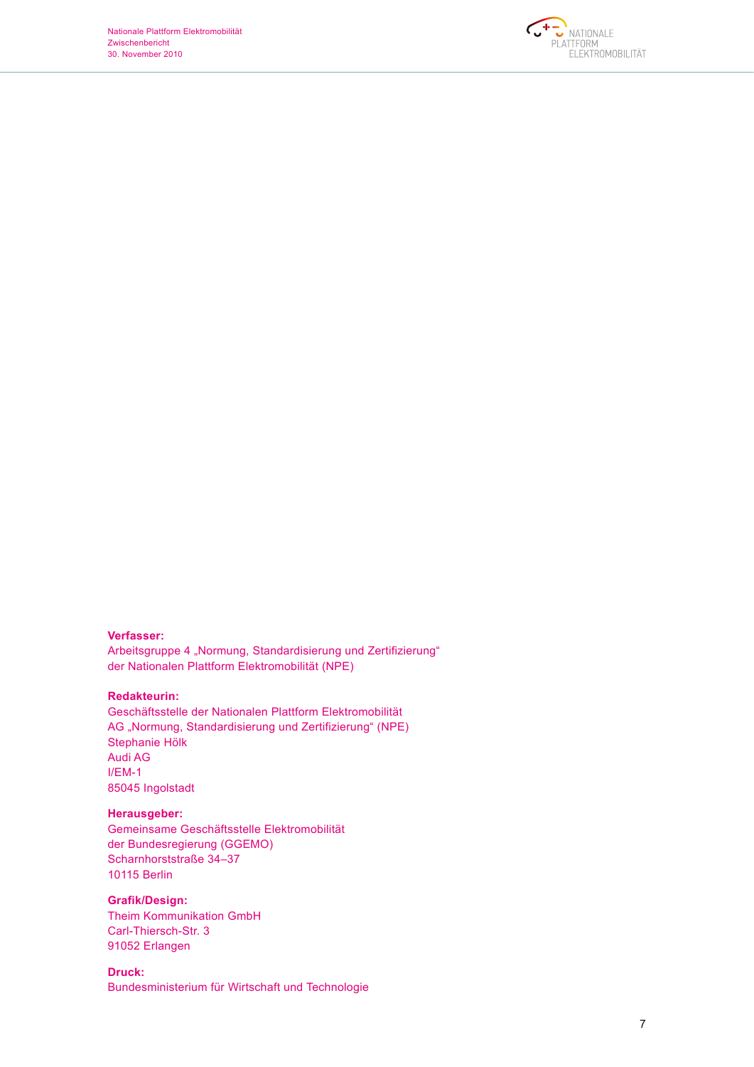**Verfasser:**
Arbeitsgruppe 4 „Normung, Standardisierung und Zertifizierung“
der Nationalen Plattform Elektromobilität (NPE)

**Redakteurin:**
Geschäftsstelle der Nationalen Plattform Elektromobilität
AG „Normung, Standardisierung und Zertifizierung“ (NPE)
Stephanie Hölk
Audi AG
I/EM-1
85045 Ingolstadt

**Herausgeber:**
Gemeinsame Geschäftsstelle Elektromobilität
der Bundesregierung (GGEMO)
Scharnhorststraße 34–37
10115 Berlin

**Grafik/Design:**
Theim Kommunikation GmbH
Carl-Thiersch-Str. 3
91052 Erlangen

**Druck:**
Bundesministerium für Wirtschaft und Technologie